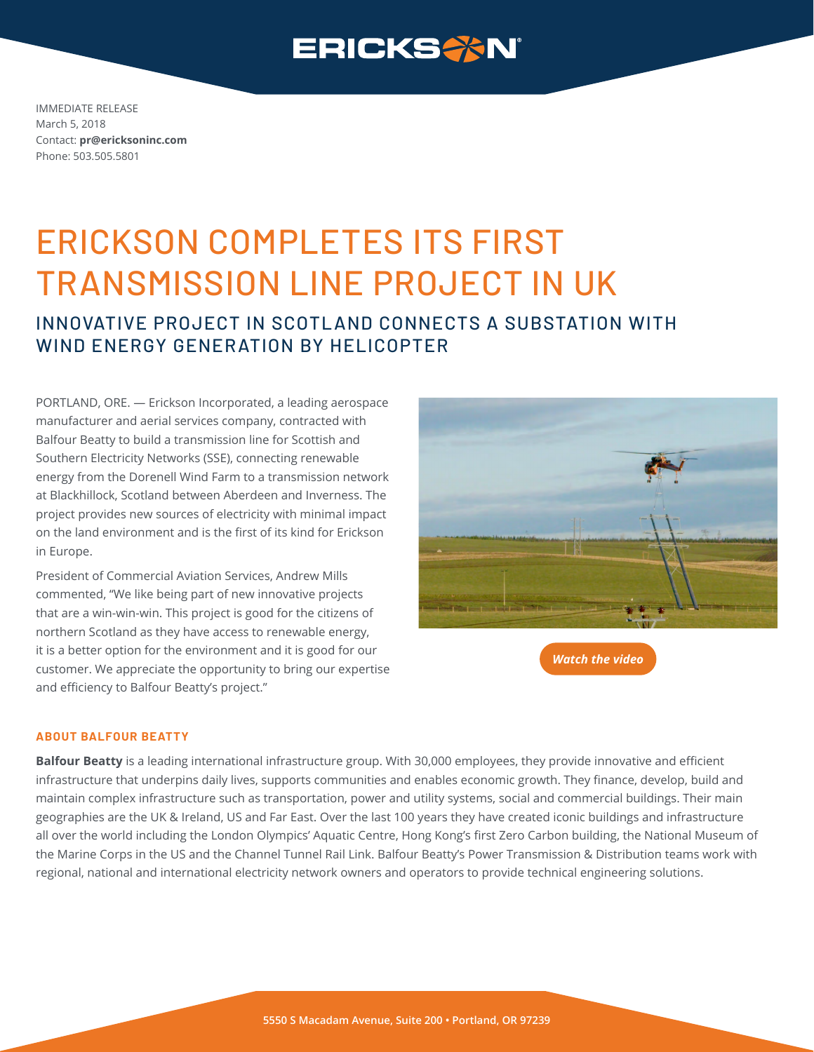IMMEDIATE RELEASE
March 5, 2018
Contact: **pr@ericksoninc.com**
Phone: 503.505.5801

# ERICKSON COMPLETES ITS FIRST TRANSMISSION LINE PROJECT IN UK

## INNOVATIVE PROJECT IN SCOTLAND CONNECTS A SUBSTATION WITH WIND ENERGY GENERATION BY HELICOPTER

PORTLAND, ORE. — Erickson Incorporated, a leading aerospace manufacturer and aerial services company, contracted with Balfour Beatty to build a transmission line for Scottish and Southern Electricity Networks (SSE), connecting renewable energy from the Dorenell Wind Farm to a transmission network at Blackhillock, Scotland between Aberdeen and Inverness. The project provides new sources of electricity with minimal impact on the land environment and is the first of its kind for Erickson in Europe.

President of Commercial Aviation Services, Andrew Mills commented, "We like being part of new innovative projects that are a win-win-win. This project is good for the citizens of northern Scotland as they have access to renewable energy, it is a better option for the environment and it is good for our customer. We appreciate the opportunity to bring our expertise and efficiency to Balfour Beatty's project."

*Watch the video*

### ABOUT BALFOUR BEATTY

**Balfour Beatty** is a leading international infrastructure group. With 30,000 employees, they provide innovative and efficient infrastructure that underpins daily lives, supports communities and enables economic growth. They finance, develop, build and maintain complex infrastructure such as transportation, power and utility systems, social and commercial buildings. Their main geographies are the UK & Ireland, US and Far East. Over the last 100 years they have created iconic buildings and infrastructure all over the world including the London Olympics' Aquatic Centre, Hong Kong's first Zero Carbon building, the National Museum of the Marine Corps in the US and the Channel Tunnel Rail Link. Balfour Beatty's Power Transmission & Distribution teams work with regional, national and international electricity network owners and operators to provide technical engineering solutions.

5550 S Macadam Avenue, Suite 200 • Portland, OR 97239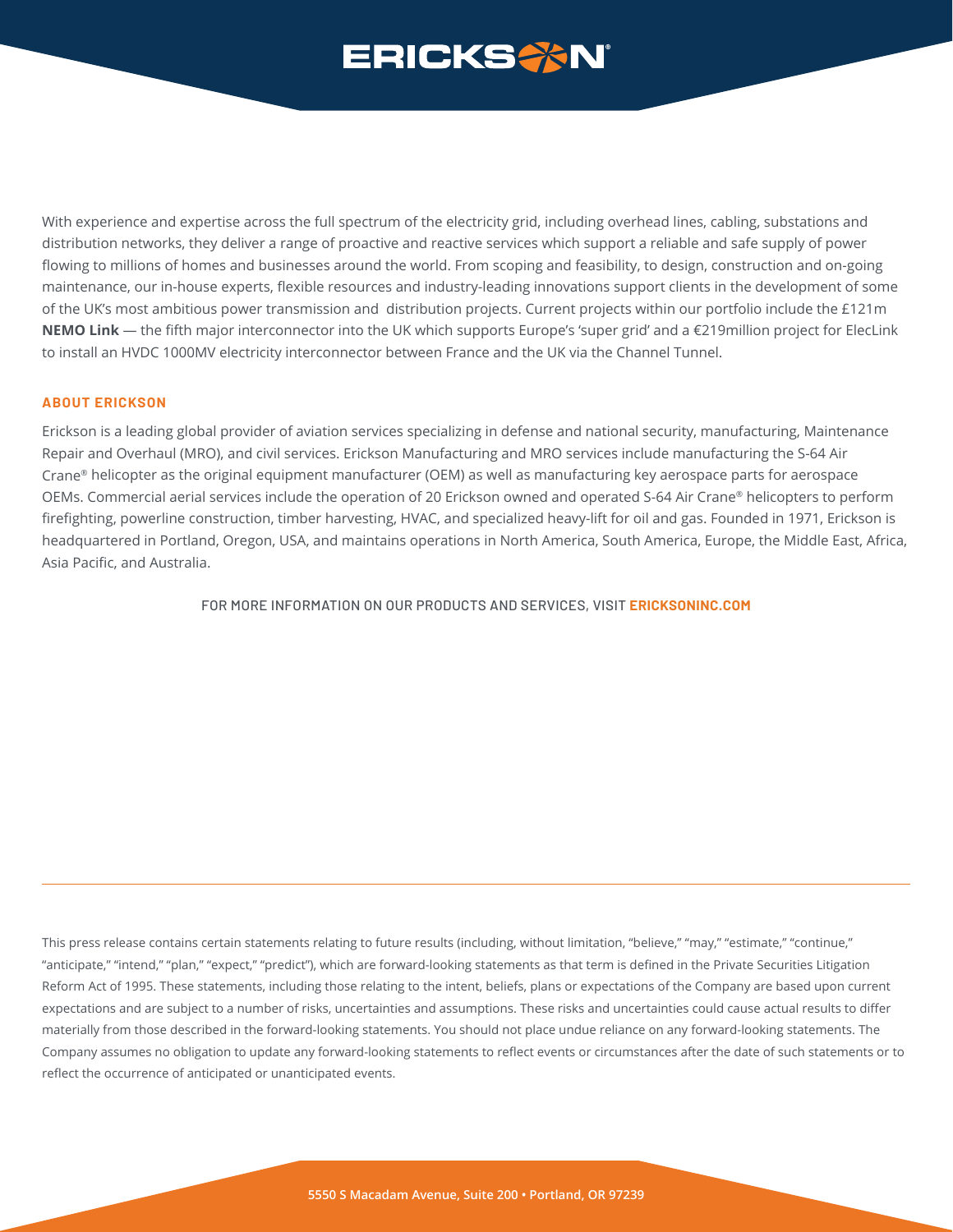With experience and expertise across the full spectrum of the electricity grid, including overhead lines, cabling, substations and distribution networks, they deliver a range of proactive and reactive services which support a reliable and safe supply of power flowing to millions of homes and businesses around the world. From scoping and feasibility, to design, construction and on-going maintenance, our in-house experts, flexible resources and industry-leading innovations support clients in the development of some of the UK's most ambitious power transmission and distribution projects. Current projects within our portfolio include the £121m **NEMO Link** — the fifth major interconnector into the UK which supports Europe's 'super grid' and a €219million project for ElecLink to install an HVDC 1000MV electricity interconnector between France and the UK via the Channel Tunnel.

## ABOUT ERICKSON

Erickson is a leading global provider of aviation services specializing in defense and national security, manufacturing, Maintenance Repair and Overhaul (MRO), and civil services. Erickson Manufacturing and MRO services include manufacturing the S-64 Air Crane® helicopter as the original equipment manufacturer (OEM) as well as manufacturing key aerospace parts for aerospace OEMs. Commercial aerial services include the operation of 20 Erickson owned and operated S-64 Air Crane® helicopters to perform firefighting, powerline construction, timber harvesting, HVAC, and specialized heavy-lift for oil and gas. Founded in 1971, Erickson is headquartered in Portland, Oregon, USA, and maintains operations in North America, South America, Europe, the Middle East, Africa, Asia Pacific, and Australia.

FOR MORE INFORMATION ON OUR PRODUCTS AND SERVICES, VISIT **ERICKSONINC.COM**

---

This press release contains certain statements relating to future results (including, without limitation, "believe," "may," "estimate," "continue," "anticipate," "intend," "plan," "expect," "predict"), which are forward-looking statements as that term is defined in the Private Securities Litigation Reform Act of 1995. These statements, including those relating to the intent, beliefs, plans or expectations of the Company are based upon current expectations and are subject to a number of risks, uncertainties and assumptions. These risks and uncertainties could cause actual results to differ materially from those described in the forward-looking statements. You should not place undue reliance on any forward-looking statements. The Company assumes no obligation to update any forward-looking statements to reflect events or circumstances after the date of such statements or to reflect the occurrence of anticipated or unanticipated events.

5550 S Macadam Avenue, Suite 200 • Portland, OR 97239